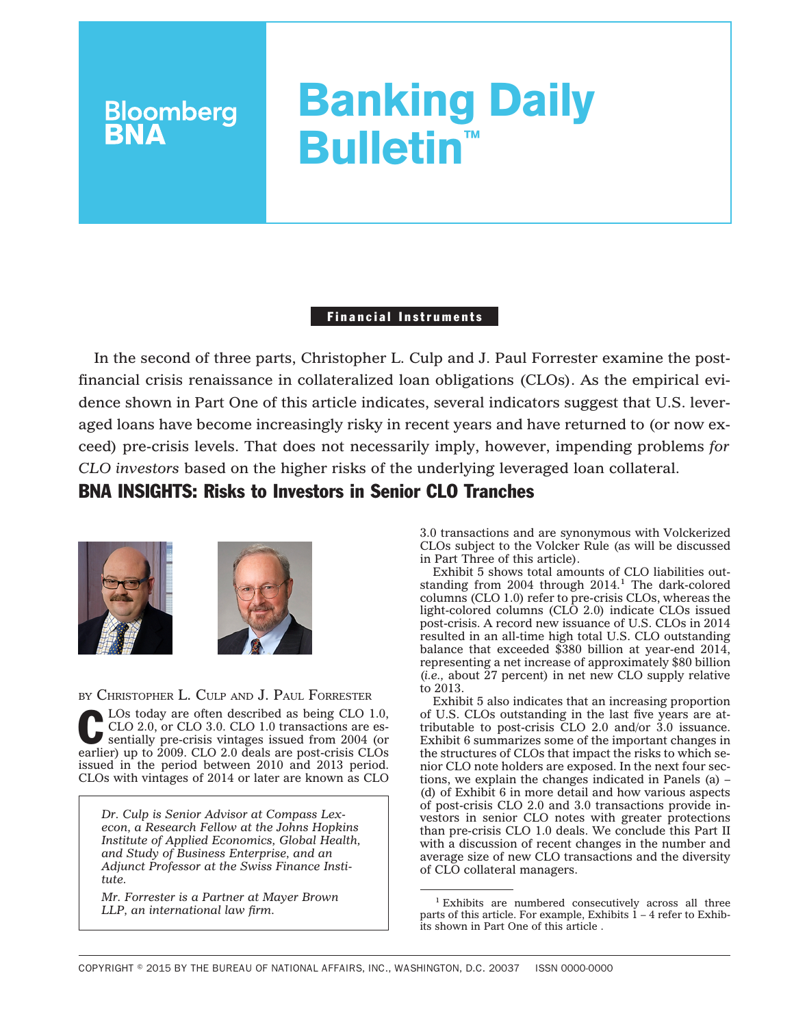# Banking Daily Bulletin™

**Financial Instruments**

In the second of three parts, Christopher L. Culp and J. Paul Forrester examine the post-financial crisis renaissance in collateralized loan obligations (CLOs). As the empirical evidence shown in Part One of this article indicates, several indicators suggest that U.S. leveraged loans have become increasingly risky in recent years and have returned to (or now exceed) pre-crisis levels. That does not necessarily imply, however, impending problems *for CLO investors* based on the higher risks of the underlying leveraged loan collateral.

## BNA INSIGHTS: Risks to Investors in Senior CLO Tranches

BY CHRISTOPHER L. CULP AND J. PAUL FORRESTER

*Dr. Culp is Senior Advisor at Compass Lexecon, a Research Fellow at the Johns Hopkins Institute of Applied Economics, Global Health, and Study of Business Enterprise, and an Adjunct Professor at the Swiss Finance Institute.*

*Mr. Forrester is a Partner at Mayer Brown LLP, an international law firm.*

CLOs today are often described as being CLO 1.0, CLO 2.0, or CLO 3.0. CLO 1.0 transactions are essentially pre-crisis vintages issued from 2004 (or earlier) up to 2009. CLO 2.0 deals are post-crisis CLOs issued in the period between 2010 and 2013 period. CLOs with vintages of 2014 or later are known as CLO 3.0 transactions and are synonymous with Volckerized CLOs subject to the Volcker Rule (as will be discussed in Part Three of this article).

Exhibit 5 shows total amounts of CLO liabilities outstanding from 2004 through 2014.[1] The dark-colored columns (CLO 1.0) refer to pre-crisis CLOs, whereas the light-colored columns (CLO 2.0) indicate CLOs issued post-crisis. A record new issuance of U.S. CLOs in 2014 resulted in an all-time high total U.S. CLO outstanding balance that exceeded $380 billion at year-end 2014, representing a net increase of approximately $80 billion (*i.e.,* about 27 percent) in net new CLO supply relative to 2013.

Exhibit 5 also indicates that an increasing proportion of U.S. CLOs outstanding in the last five years are attributable to post-crisis CLO 2.0 and/or 3.0 issuance. Exhibit 6 summarizes some of the important changes in the structures of CLOs that impact the risks to which senior CLO note holders are exposed. In the next four sections, we explain the changes indicated in Panels (a) – (d) of Exhibit 6 in more detail and how various aspects of post-crisis CLO 2.0 and 3.0 transactions provide investors in senior CLO notes with greater protections than pre-crisis CLO 1.0 deals. We conclude this Part II with a discussion of recent changes in the number and average size of new CLO transactions and the diversity of CLO collateral managers.

[1] Exhibits are numbered consecutively across all three parts of this article. For example, Exhibits 1 – 4 refer to Exhibits shown in Part One of this article .

COPYRIGHT © 2015 BY THE BUREAU OF NATIONAL AFFAIRS, INC., WASHINGTON, D.C. 20037 ISSN 0000-0000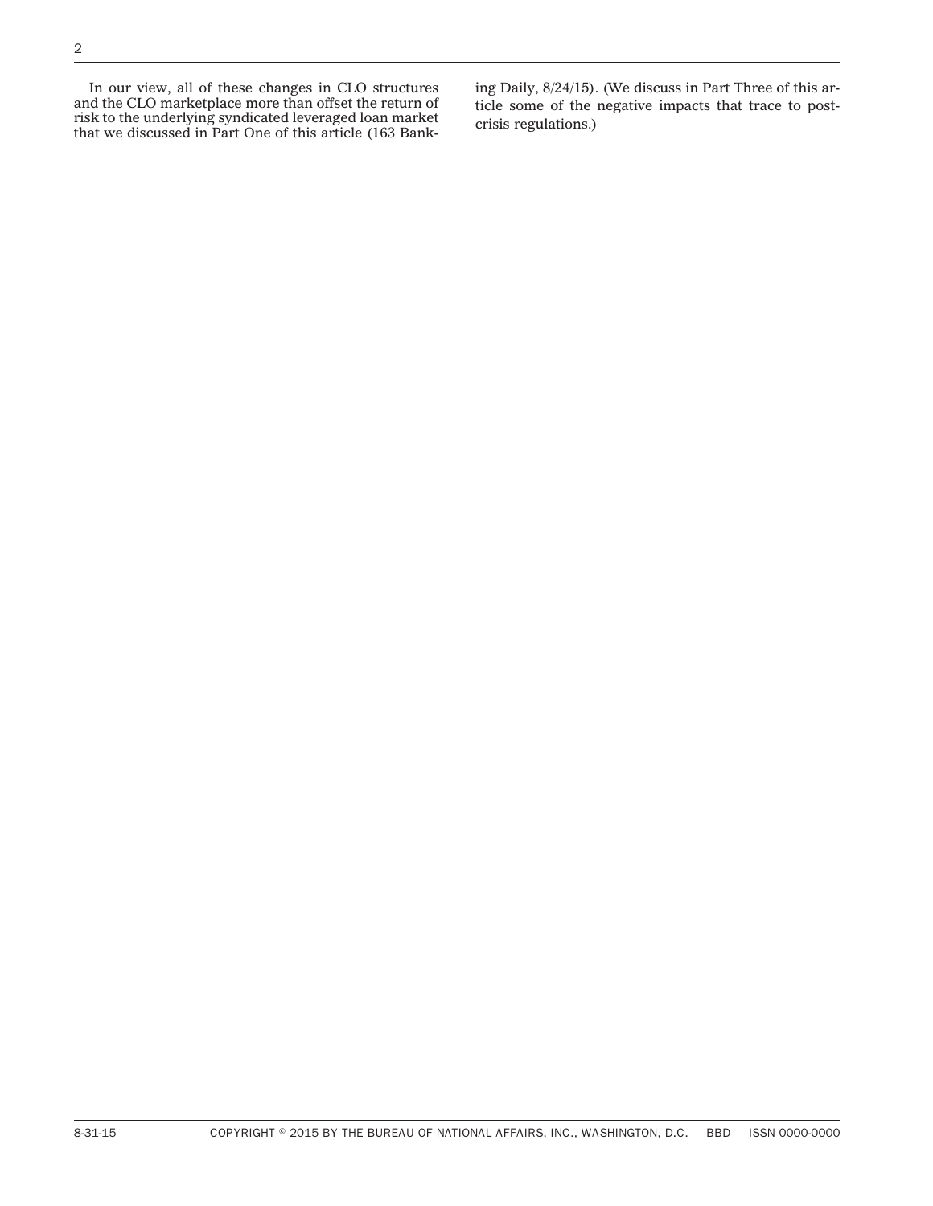In our view, all of these changes in CLO structures and the CLO marketplace more than offset the return of risk to the underlying syndicated leveraged loan market that we discussed in Part One of this article (163 Banking Daily, 8/24/15). (We discuss in Part Three of this article some of the negative impacts that trace to post-crisis regulations.)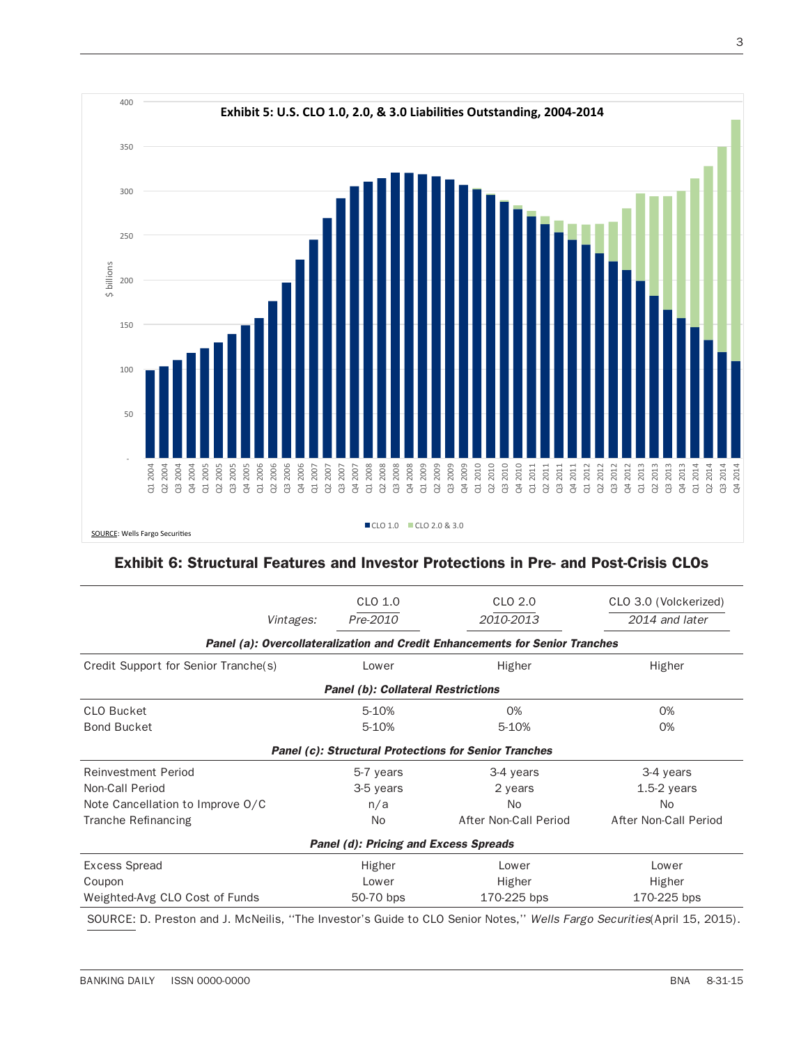**Exhibit 5: U.S. CLO 1.0, 2.0, & 3.0 Liabilities Outstanding, 2004-2014**

SOURCE: Wells Fargo Securities

## Exhibit 6: Structural Features and Investor Protections in Pre- and Post-Crisis CLOs

| *Vintages:* | CLO 1.0 *Pre-2010* | CLO 2.0 *2010-2013* | CLO 3.0 (Volckerized) *2014 and later* |
|---|---|---|---|
| ***Panel (a): Overcollateralization and Credit Enhancements for Senior Tranches*** | | | |
| Credit Support for Senior Tranche(s) | Lower | Higher | Higher |
| ***Panel (b): Collateral Restrictions*** | | | |
| CLO Bucket | 5-10% | 0% | 0% |
| Bond Bucket | 5-10% | 5-10% | 0% |
| ***Panel (c): Structural Protections for Senior Tranches*** | | | |
| Reinvestment Period | 5-7 years | 3-4 years | 3-4 years |
| Non-Call Period | 3-5 years | 2 years | 1.5-2 years |
| Note Cancellation to Improve O/C | n/a | No | No |
| Tranche Refinancing | No | After Non-Call Period | After Non-Call Period |
| ***Panel (d): Pricing and Excess Spreads*** | | | |
| Excess Spread | Higher | Lower | Lower |
| Coupon | Lower | Higher | Higher |
| Weighted-Avg CLO Cost of Funds | 50-70 bps | 170-225 bps | 170-225 bps |

SOURCE: D. Preston and J. McNeilis, ''The Investor's Guide to CLO Senior Notes,'' *Wells Fargo Securities*(April 15, 2015).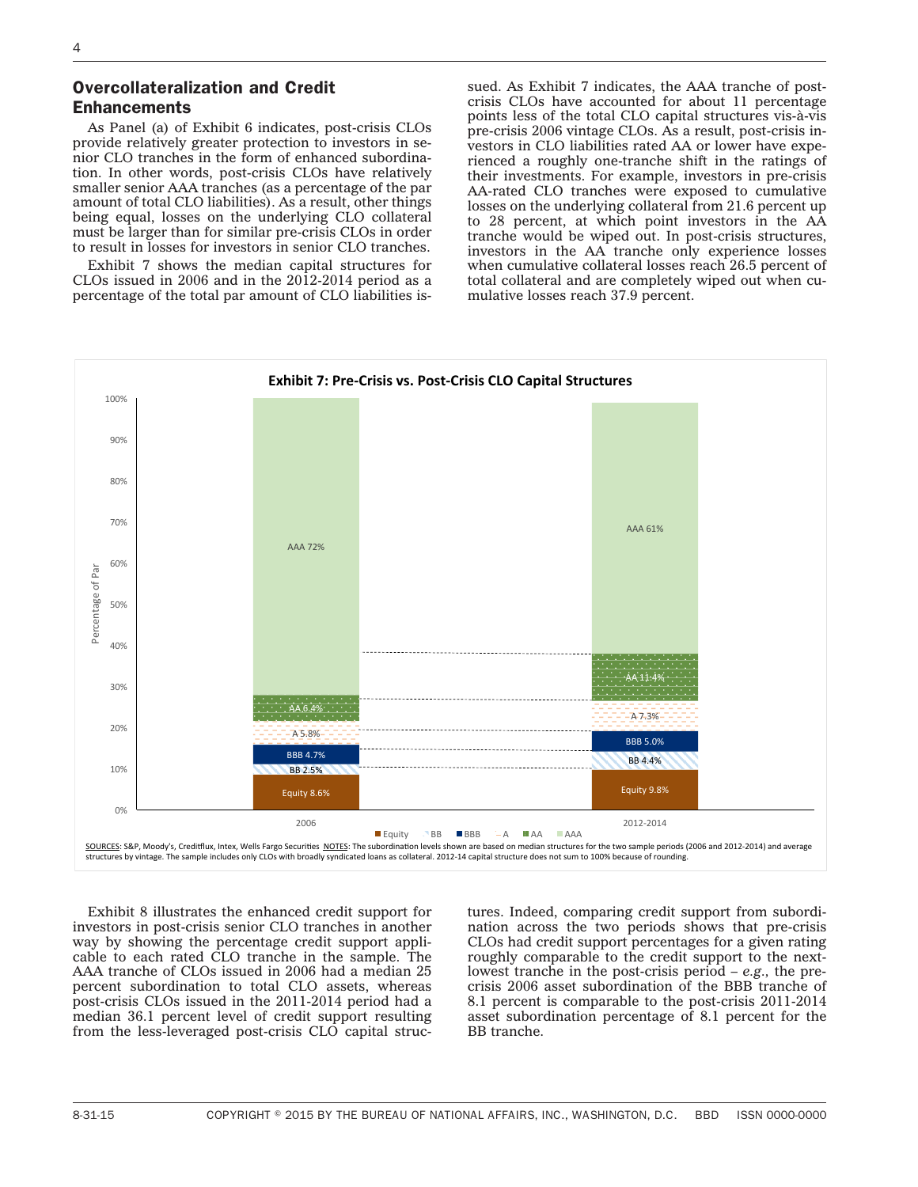## Overcollateralization and Credit Enhancements

As Panel (a) of Exhibit 6 indicates, post-crisis CLOs provide relatively greater protection to investors in senior CLO tranches in the form of enhanced subordination. In other words, post-crisis CLOs have relatively smaller senior AAA tranches (as a percentage of the par amount of total CLO liabilities). As a result, other things being equal, losses on the underlying CLO collateral must be larger than for similar pre-crisis CLOs in order to result in losses for investors in senior CLO tranches.

Exhibit 7 shows the median capital structures for CLOs issued in 2006 and in the 2012-2014 period as a percentage of the total par amount of CLO liabilities issued. As Exhibit 7 indicates, the AAA tranche of post-crisis CLOs have accounted for about 11 percentage points less of the total CLO capital structures vis-à-vis pre-crisis 2006 vintage CLOs. As a result, post-crisis investors in CLO liabilities rated AA or lower have experienced a roughly one-tranche shift in the ratings of their investments. For example, investors in pre-crisis AA-rated CLO tranches were exposed to cumulative losses on the underlying collateral from 21.6 percent up to 28 percent, at which point investors in the AA tranche would be wiped out. In post-crisis structures, investors in the AA tranche only experience losses when cumulative collateral losses reach 26.5 percent of total collateral and are completely wiped out when cumulative losses reach 37.9 percent.

**Exhibit 7: Pre-Crisis vs. Post-Crisis CLO Capital Structures**

| Tranche (Percentage of Par) | 2006 | 2012-2014 |
|---|---|---|
| AAA | 72% | 61% |
| AA | 6.4% | 11.4% |
| A | 5.8% | 7.3% |
| BBB | 4.7% | 5.0% |
| BB | 2.5% | 4.4% |
| Equity | 8.6% | 9.8% |

SOURCES: S&P, Moody's, Creditflux, Intex, Wells Fargo Securities NOTES: The subordination levels shown are based on median structures for the two sample periods (2006 and 2012-2014) and average structures by vintage. The sample includes only CLOs with broadly syndicated loans as collateral. 2012-14 capital structure does not sum to 100% because of rounding.

Exhibit 8 illustrates the enhanced credit support for investors in post-crisis senior CLO tranches in another way by showing the percentage credit support applicable to each rated CLO tranche in the sample. The AAA tranche of CLOs issued in 2006 had a median 25 percent subordination to total CLO assets, whereas post-crisis CLOs issued in the 2011-2014 period had a median 36.1 percent level of credit support resulting from the less-leveraged post-crisis CLO capital structures. Indeed, comparing credit support from subordination across the two periods shows that pre-crisis CLOs had credit support percentages for a given rating roughly comparable to the credit support to the next-lowest tranche in the post-crisis period – *e.g.*, the pre-crisis 2006 asset subordination of the BBB tranche of 8.1 percent is comparable to the post-crisis 2011-2014 asset subordination percentage of 8.1 percent for the BB tranche.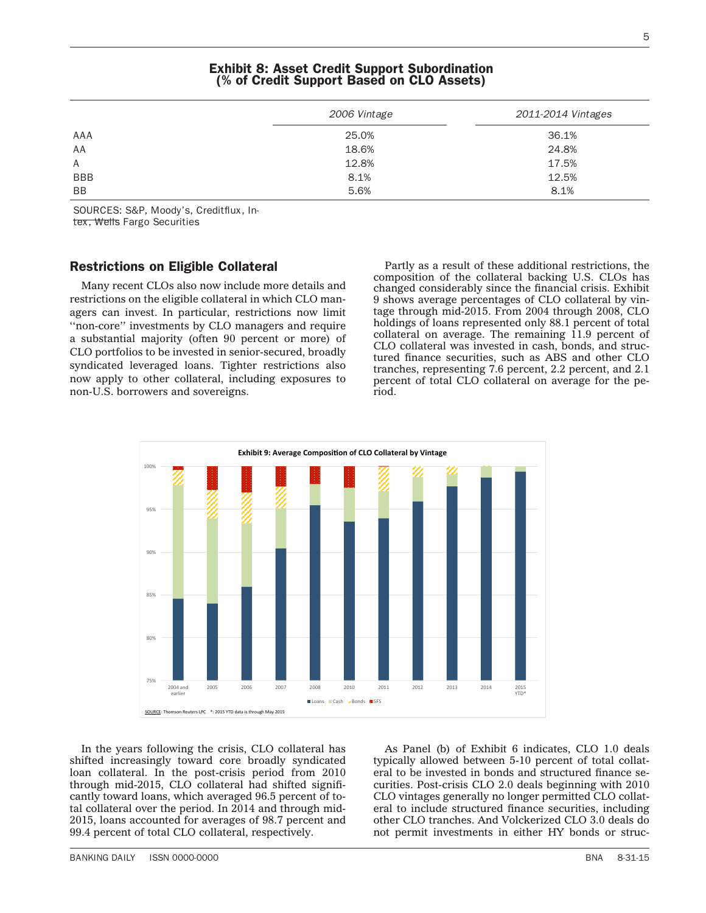**Exhibit 8: Asset Credit Support Subordination (% of Credit Support Based on CLO Assets)**

| | 2006 Vintage | 2011-2014 Vintages |
|---|---|---|
| AAA | 25.0% | 36.1% |
| AA | 18.6% | 24.8% |
| A | 12.8% | 17.5% |
| BBB | 8.1% | 12.5% |
| BB | 5.6% | 8.1% |

SOURCES: S&P, Moody's, Creditflux, Intex, Wells Fargo Securities

## Restrictions on Eligible Collateral

Many recent CLOs also now include more details and restrictions on the eligible collateral in which CLO managers can invest. In particular, restrictions now limit ''non-core'' investments by CLO managers and require a substantial majority (often 90 percent or more) of CLO portfolios to be invested in senior-secured, broadly syndicated leveraged loans. Tighter restrictions also now apply to other collateral, including exposures to non-U.S. borrowers and sovereigns.

Partly as a result of these additional restrictions, the composition of the collateral backing U.S. CLOs has changed considerably since the financial crisis. Exhibit 9 shows average percentages of CLO collateral by vintage through mid-2015. From 2004 through 2008, CLO holdings of loans represented only 88.1 percent of total collateral on average. The remaining 11.9 percent of CLO collateral was invested in cash, bonds, and structured finance securities, such as ABS and other CLO tranches, representing 7.6 percent, 2.2 percent, and 2.1 percent of total CLO collateral on average for the period.

**Exhibit 9: Average Composition of CLO Collateral by Vintage**

SOURCE: Thomson Reuters LPC \*: 2015 YTD data is through May 2015

In the years following the crisis, CLO collateral has shifted increasingly toward core broadly syndicated loan collateral. In the post-crisis period from 2010 through mid-2015, CLO collateral had shifted significantly toward loans, which averaged 96.5 percent of total collateral over the period. In 2014 and through mid-2015, loans accounted for averages of 98.7 percent and 99.4 percent of total CLO collateral, respectively.

As Panel (b) of Exhibit 6 indicates, CLO 1.0 deals typically allowed between 5-10 percent of total collateral to be invested in bonds and structured finance securities. Post-crisis CLO 2.0 deals beginning with 2010 CLO vintages generally no longer permitted CLO collateral to include structured finance securities, including other CLO tranches. And Volckerized CLO 3.0 deals do not permit investments in either HY bonds or struc-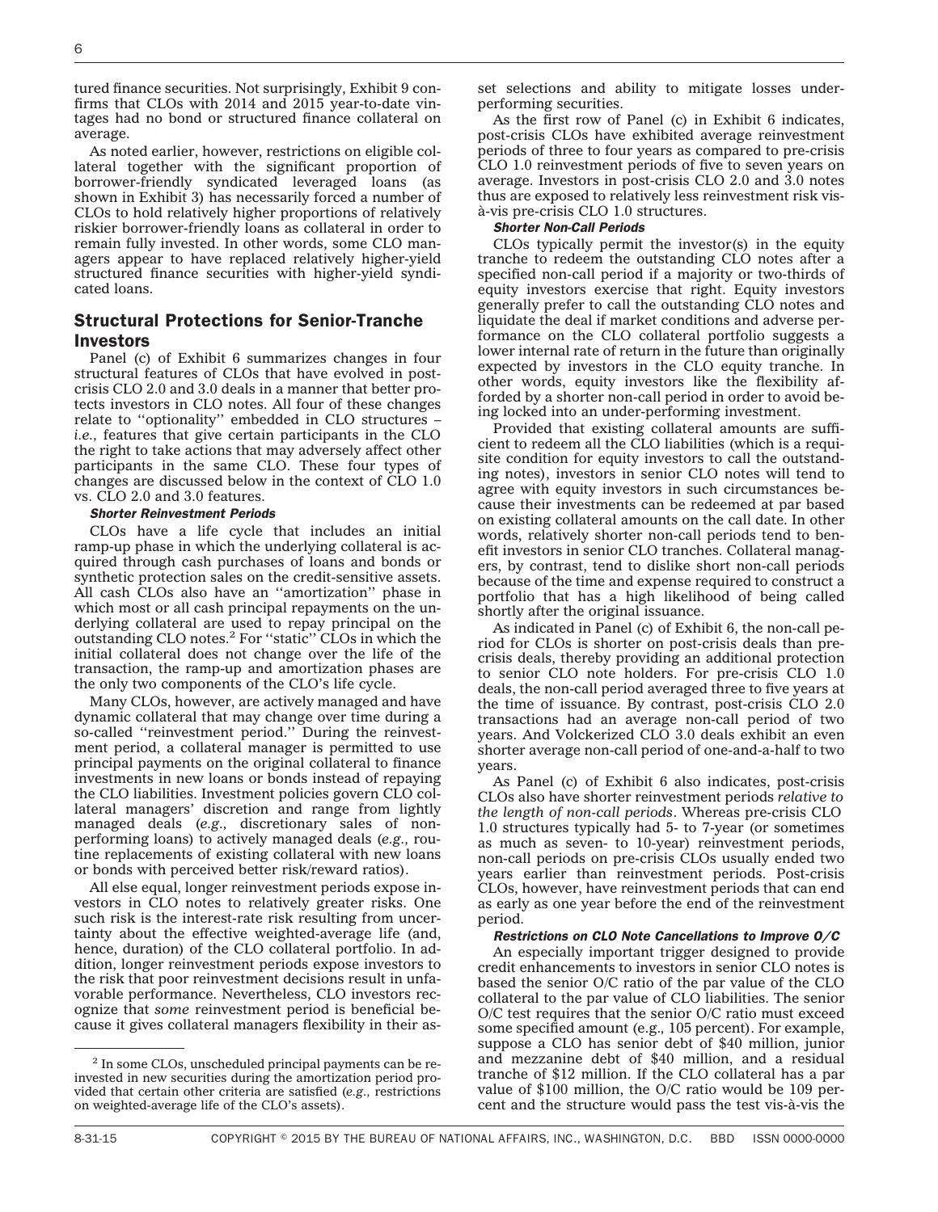tured finance securities. Not surprisingly, Exhibit 9 confirms that CLOs with 2014 and 2015 year-to-date vintages had no bond or structured finance collateral on average.

As noted earlier, however, restrictions on eligible collateral together with the significant proportion of borrower-friendly syndicated leveraged loans (as shown in Exhibit 3) has necessarily forced a number of CLOs to hold relatively higher proportions of relatively riskier borrower-friendly loans as collateral in order to remain fully invested. In other words, some CLO managers appear to have replaced relatively higher-yield structured finance securities with higher-yield syndicated loans.

## Structural Protections for Senior-Tranche Investors

Panel (c) of Exhibit 6 summarizes changes in four structural features of CLOs that have evolved in post-crisis CLO 2.0 and 3.0 deals in a manner that better protects investors in CLO notes. All four of these changes relate to ''optionality'' embedded in CLO structures – *i.e.*, features that give certain participants in the CLO the right to take actions that may adversely affect other participants in the same CLO. These four types of changes are discussed below in the context of CLO 1.0 vs. CLO 2.0 and 3.0 features.

### *Shorter Reinvestment Periods*

CLOs have a life cycle that includes an initial ramp-up phase in which the underlying collateral is acquired through cash purchases of loans and bonds or synthetic protection sales on the credit-sensitive assets. All cash CLOs also have an ''amortization'' phase in which most or all cash principal repayments on the underlying collateral are used to repay principal on the outstanding CLO notes.[2] For ''static'' CLOs in which the initial collateral does not change over the life of the transaction, the ramp-up and amortization phases are the only two components of the CLO's life cycle.

Many CLOs, however, are actively managed and have dynamic collateral that may change over time during a so-called ''reinvestment period.'' During the reinvestment period, a collateral manager is permitted to use principal payments on the original collateral to finance investments in new loans or bonds instead of repaying the CLO liabilities. Investment policies govern CLO collateral managers' discretion and range from lightly managed deals (*e.g.*, discretionary sales of non-performing loans) to actively managed deals (*e.g.*, routine replacements of existing collateral with new loans or bonds with perceived better risk/reward ratios).

All else equal, longer reinvestment periods expose investors in CLO notes to relatively greater risks. One such risk is the interest-rate risk resulting from uncertainty about the effective weighted-average life (and, hence, duration) of the CLO collateral portfolio. In addition, longer reinvestment periods expose investors to the risk that poor reinvestment decisions result in unfavorable performance. Nevertheless, CLO investors recognize that *some* reinvestment period is beneficial because it gives collateral managers flexibility in their asset selections and ability to mitigate losses underperforming securities.

As the first row of Panel (c) in Exhibit 6 indicates, post-crisis CLOs have exhibited average reinvestment periods of three to four years as compared to pre-crisis CLO 1.0 reinvestment periods of five to seven years on average. Investors in post-crisis CLO 2.0 and 3.0 notes thus are exposed to relatively less reinvestment risk vis-à-vis pre-crisis CLO 1.0 structures.

### *Shorter Non-Call Periods*

CLOs typically permit the investor(s) in the equity tranche to redeem the outstanding CLO notes after a specified non-call period if a majority or two-thirds of equity investors exercise that right. Equity investors generally prefer to call the outstanding CLO notes and liquidate the deal if market conditions and adverse performance on the CLO collateral portfolio suggests a lower internal rate of return in the future than originally expected by investors in the CLO equity tranche. In other words, equity investors like the flexibility afforded by a shorter non-call period in order to avoid being locked into an under-performing investment.

Provided that existing collateral amounts are sufficient to redeem all the CLO liabilities (which is a requisite condition for equity investors to call the outstanding notes), investors in senior CLO notes will tend to agree with equity investors in such circumstances because their investments can be redeemed at par based on existing collateral amounts on the call date. In other words, relatively shorter non-call periods tend to benefit investors in senior CLO tranches. Collateral managers, by contrast, tend to dislike short non-call periods because of the time and expense required to construct a portfolio that has a high likelihood of being called shortly after the original issuance.

As indicated in Panel (c) of Exhibit 6, the non-call period for CLOs is shorter on post-crisis deals than pre-crisis deals, thereby providing an additional protection to senior CLO note holders. For pre-crisis CLO 1.0 deals, the non-call period averaged three to five years at the time of issuance. By contrast, post-crisis CLO 2.0 transactions had an average non-call period of two years. And Volckerized CLO 3.0 deals exhibit an even shorter average non-call period of one-and-a-half to two years.

As Panel (c) of Exhibit 6 also indicates, post-crisis CLOs also have shorter reinvestment periods *relative to the length of non-call periods*. Whereas pre-crisis CLO 1.0 structures typically had 5- to 7-year (or sometimes as much as seven- to 10-year) reinvestment periods, non-call periods on pre-crisis CLOs usually ended two years earlier than reinvestment periods. Post-crisis CLOs, however, have reinvestment periods that can end as early as one year before the end of the reinvestment period.

### *Restrictions on CLO Note Cancellations to Improve O/C*

An especially important trigger designed to provide credit enhancements to investors in senior CLO notes is based the senior O/C ratio of the par value of the CLO collateral to the par value of CLO liabilities. The senior O/C test requires that the senior O/C ratio must exceed some specified amount (e.g., 105 percent). For example, suppose a CLO has senior debt of \$40 million, junior and mezzanine debt of \$40 million, and a residual tranche of \$12 million. If the CLO collateral has a par value of \$100 million, the O/C ratio would be 109 percent and the structure would pass the test vis-à-vis the

---

[2] In some CLOs, unscheduled principal payments can be reinvested in new securities during the amortization period provided that certain other criteria are satisfied (*e.g.*, restrictions on weighted-average life of the CLO's assets).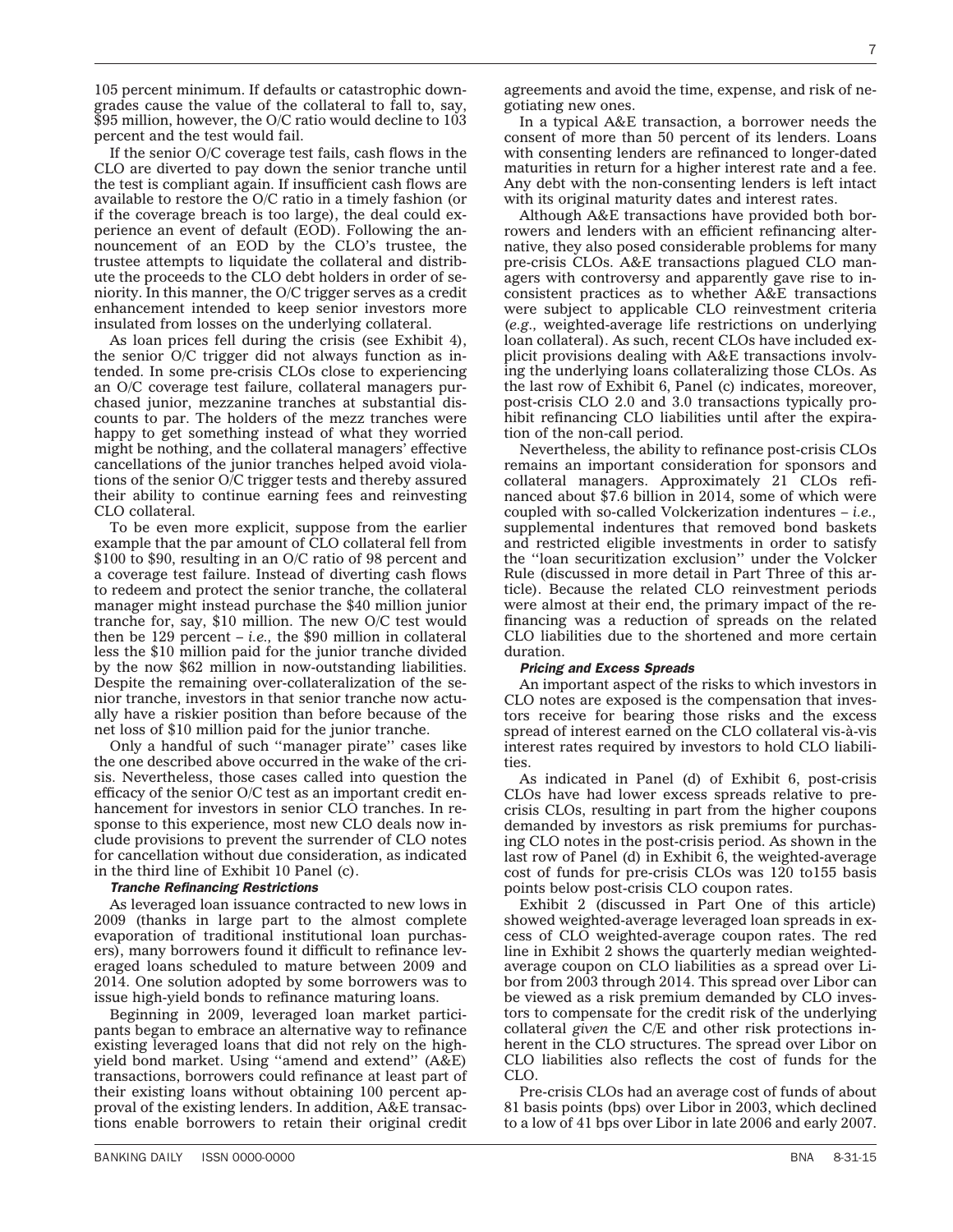105 percent minimum. If defaults or catastrophic downgrades cause the value of the collateral to fall to, say, $95 million, however, the O/C ratio would decline to 103 percent and the test would fail.

If the senior O/C coverage test fails, cash flows in the CLO are diverted to pay down the senior tranche until the test is compliant again. If insufficient cash flows are available to restore the O/C ratio in a timely fashion (or if the coverage breach is too large), the deal could experience an event of default (EOD). Following the announcement of an EOD by the CLO's trustee, the trustee attempts to liquidate the collateral and distribute the proceeds to the CLO debt holders in order of seniority. In this manner, the O/C trigger serves as a credit enhancement intended to keep senior investors more insulated from losses on the underlying collateral.

As loan prices fell during the crisis (see Exhibit 4), the senior O/C trigger did not always function as intended. In some pre-crisis CLOs close to experiencing an O/C coverage test failure, collateral managers purchased junior, mezzanine tranches at substantial discounts to par. The holders of the mezz tranches were happy to get something instead of what they worried might be nothing, and the collateral managers' effective cancellations of the junior tranches helped avoid violations of the senior O/C trigger tests and thereby assured their ability to continue earning fees and reinvesting CLO collateral.

To be even more explicit, suppose from the earlier example that the par amount of CLO collateral fell from $100 to $90, resulting in an O/C ratio of 98 percent and a coverage test failure. Instead of diverting cash flows to redeem and protect the senior tranche, the collateral manager might instead purchase the $40 million junior tranche for, say, $10 million. The new O/C test would then be 129 percent – *i.e.,* the $90 million in collateral less the $10 million paid for the junior tranche divided by the now $62 million in now-outstanding liabilities. Despite the remaining over-collateralization of the senior tranche, investors in that senior tranche now actually have a riskier position than before because of the net loss of $10 million paid for the junior tranche.

Only a handful of such ''manager pirate'' cases like the one described above occurred in the wake of the crisis. Nevertheless, those cases called into question the efficacy of the senior O/C test as an important credit enhancement for investors in senior CLO tranches. In response to this experience, most new CLO deals now include provisions to prevent the surrender of CLO notes for cancellation without due consideration, as indicated in the third line of Exhibit 10 Panel (c).

***Tranche Refinancing Restrictions***

As leveraged loan issuance contracted to new lows in 2009 (thanks in large part to the almost complete evaporation of traditional institutional loan purchasers), many borrowers found it difficult to refinance leveraged loans scheduled to mature between 2009 and 2014. One solution adopted by some borrowers was to issue high-yield bonds to refinance maturing loans.

Beginning in 2009, leveraged loan market participants began to embrace an alternative way to refinance existing leveraged loans that did not rely on the high-yield bond market. Using ''amend and extend'' (A&E) transactions, borrowers could refinance at least part of their existing loans without obtaining 100 percent approval of the existing lenders. In addition, A&E transactions enable borrowers to retain their original credit agreements and avoid the time, expense, and risk of negotiating new ones.

In a typical A&E transaction, a borrower needs the consent of more than 50 percent of its lenders. Loans with consenting lenders are refinanced to longer-dated maturities in return for a higher interest rate and a fee. Any debt with the non-consenting lenders is left intact with its original maturity dates and interest rates.

Although A&E transactions have provided both borrowers and lenders with an efficient refinancing alternative, they also posed considerable problems for many pre-crisis CLOs. A&E transactions plagued CLO managers with controversy and apparently gave rise to inconsistent practices as to whether A&E transactions were subject to applicable CLO reinvestment criteria (*e.g.*, weighted-average life restrictions on underlying loan collateral). As such, recent CLOs have included explicit provisions dealing with A&E transactions involving the underlying loans collateralizing those CLOs. As the last row of Exhibit 6, Panel (c) indicates, moreover, post-crisis CLO 2.0 and 3.0 transactions typically prohibit refinancing CLO liabilities until after the expiration of the non-call period.

Nevertheless, the ability to refinance post-crisis CLOs remains an important consideration for sponsors and collateral managers. Approximately 21 CLOs refinanced about $7.6 billion in 2014, some of which were coupled with so-called Volckerization indentures – *i.e.,* supplemental indentures that removed bond baskets and restricted eligible investments in order to satisfy the ''loan securitization exclusion'' under the Volcker Rule (discussed in more detail in Part Three of this article). Because the related CLO reinvestment periods were almost at their end, the primary impact of the refinancing was a reduction of spreads on the related CLO liabilities due to the shortened and more certain duration.

***Pricing and Excess Spreads***

An important aspect of the risks to which investors in CLO notes are exposed is the compensation that investors receive for bearing those risks and the excess spread of interest earned on the CLO collateral vis-à-vis interest rates required by investors to hold CLO liabilities.

As indicated in Panel (d) of Exhibit 6, post-crisis CLOs have had lower excess spreads relative to pre-crisis CLOs, resulting in part from the higher coupons demanded by investors as risk premiums for purchasing CLO notes in the post-crisis period. As shown in the last row of Panel (d) in Exhibit 6, the weighted-average cost of funds for pre-crisis CLOs was 120 to155 basis points below post-crisis CLO coupon rates.

Exhibit 2 (discussed in Part One of this article) showed weighted-average leveraged loan spreads in excess of CLO weighted-average coupon rates. The red line in Exhibit 2 shows the quarterly median weighted-average coupon on CLO liabilities as a spread over Libor from 2003 through 2014. This spread over Libor can be viewed as a risk premium demanded by CLO investors to compensate for the credit risk of the underlying collateral *given* the C/E and other risk protections inherent in the CLO structures. The spread over Libor on CLO liabilities also reflects the cost of funds for the CLO.

Pre-crisis CLOs had an average cost of funds of about 81 basis points (bps) over Libor in 2003, which declined to a low of 41 bps over Libor in late 2006 and early 2007.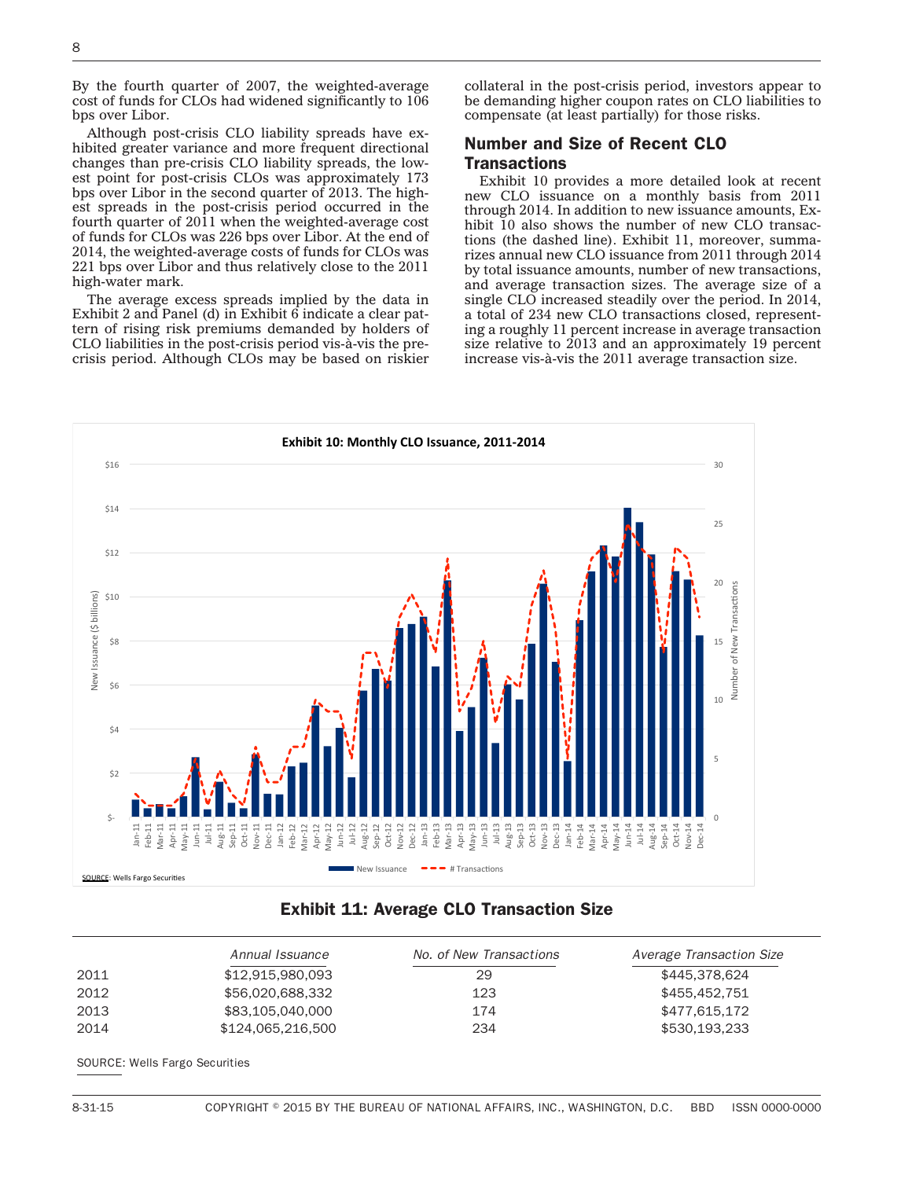By the fourth quarter of 2007, the weighted-average cost of funds for CLOs had widened significantly to 106 bps over Libor.

Although post-crisis CLO liability spreads have exhibited greater variance and more frequent directional changes than pre-crisis CLO liability spreads, the lowest point for post-crisis CLOs was approximately 173 bps over Libor in the second quarter of 2013. The highest spreads in the post-crisis period occurred in the fourth quarter of 2011 when the weighted-average cost of funds for CLOs was 226 bps over Libor. At the end of 2014, the weighted-average costs of funds for CLOs was 221 bps over Libor and thus relatively close to the 2011 high-water mark.

The average excess spreads implied by the data in Exhibit 2 and Panel (d) in Exhibit 6 indicate a clear pattern of rising risk premiums demanded by holders of CLO liabilities in the post-crisis period vis-à-vis the pre-crisis period. Although CLOs may be based on riskier collateral in the post-crisis period, investors appear to be demanding higher coupon rates on CLO liabilities to compensate (at least partially) for those risks.

## Number and Size of Recent CLO Transactions

Exhibit 10 provides a more detailed look at recent new CLO issuance on a monthly basis from 2011 through 2014. In addition to new issuance amounts, Exhibit 10 also shows the number of new CLO transactions (the dashed line). Exhibit 11, moreover, summarizes annual new CLO issuance from 2011 through 2014 by total issuance amounts, number of new transactions, and average transaction sizes. The average size of a single CLO increased steadily over the period. In 2014, a total of 234 new CLO transactions closed, representing a roughly 11 percent increase in average transaction size relative to 2013 and an approximately 19 percent increase vis-à-vis the 2011 average transaction size.

**Exhibit 10: Monthly CLO Issuance, 2011-2014**

SOURCE: Wells Fargo Securities

**Exhibit 11: Average CLO Transaction Size**

| | *Annual Issuance* | *No. of New Transactions* | *Average Transaction Size* |
|---|---|---|---|
| 2011 | $12,915,980,093 | 29 | $445,378,624 |
| 2012 | $56,020,688,332 | 123 | $455,452,751 |
| 2013 | $83,105,040,000 | 174 | $477,615,172 |
| 2014 | $124,065,216,500 | 234 | $530,193,233 |

SOURCE: Wells Fargo Securities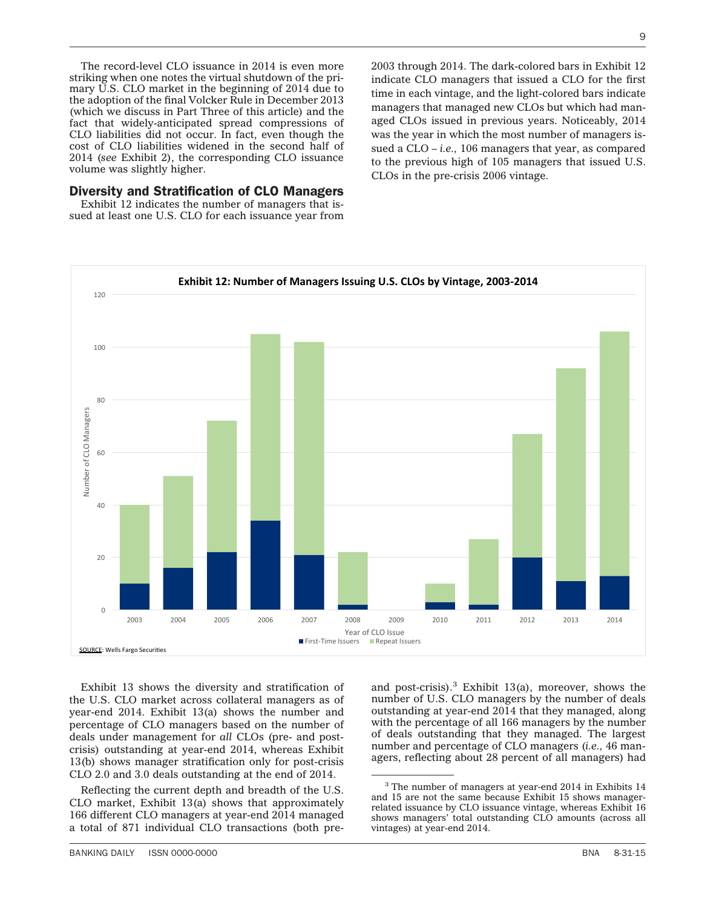The record-level CLO issuance in 2014 is even more striking when one notes the virtual shutdown of the primary U.S. CLO market in the beginning of 2014 due to the adoption of the final Volcker Rule in December 2013 (which we discuss in Part Three of this article) and the fact that widely-anticipated spread compressions of CLO liabilities did not occur. In fact, even though the cost of CLO liabilities widened in the second half of 2014 (*see* Exhibit 2), the corresponding CLO issuance volume was slightly higher.

### Diversity and Stratification of CLO Managers

Exhibit 12 indicates the number of managers that issued at least one U.S. CLO for each issuance year from 2003 through 2014. The dark-colored bars in Exhibit 12 indicate CLO managers that issued a CLO for the first time in each vintage, and the light-colored bars indicate managers that managed new CLOs but which had managed CLOs issued in previous years. Noticeably, 2014 was the year in which the most number of managers issued a CLO – *i.e.*, 106 managers that year, as compared to the previous high of 105 managers that issued U.S. CLOs in the pre-crisis 2006 vintage.

**Exhibit 12: Number of Managers Issuing U.S. CLOs by Vintage, 2003-2014**

SOURCE: Wells Fargo Securities

Exhibit 13 shows the diversity and stratification of the U.S. CLO market across collateral managers as of year-end 2014. Exhibit 13(a) shows the number and percentage of CLO managers based on the number of deals under management for *all* CLOs (pre- and post-crisis) outstanding at year-end 2014, whereas Exhibit 13(b) shows manager stratification only for post-crisis CLO 2.0 and 3.0 deals outstanding at the end of 2014.

Reflecting the current depth and breadth of the U.S. CLO market, Exhibit 13(a) shows that approximately 166 different CLO managers at year-end 2014 managed a total of 871 individual CLO transactions (both pre- and post-crisis).[3] Exhibit 13(a), moreover, shows the number of U.S. CLO managers by the number of deals outstanding at year-end 2014 that they managed, along with the percentage of all 166 managers by the number of deals outstanding that they managed. The largest number and percentage of CLO managers (*i.e.*, 46 managers, reflecting about 28 percent of all managers) had

[3] The number of managers at year-end 2014 in Exhibits 14 and 15 are not the same because Exhibit 15 shows manager-related issuance by CLO issuance vintage, whereas Exhibit 16 shows managers' total outstanding CLO amounts (across all vintages) at year-end 2014.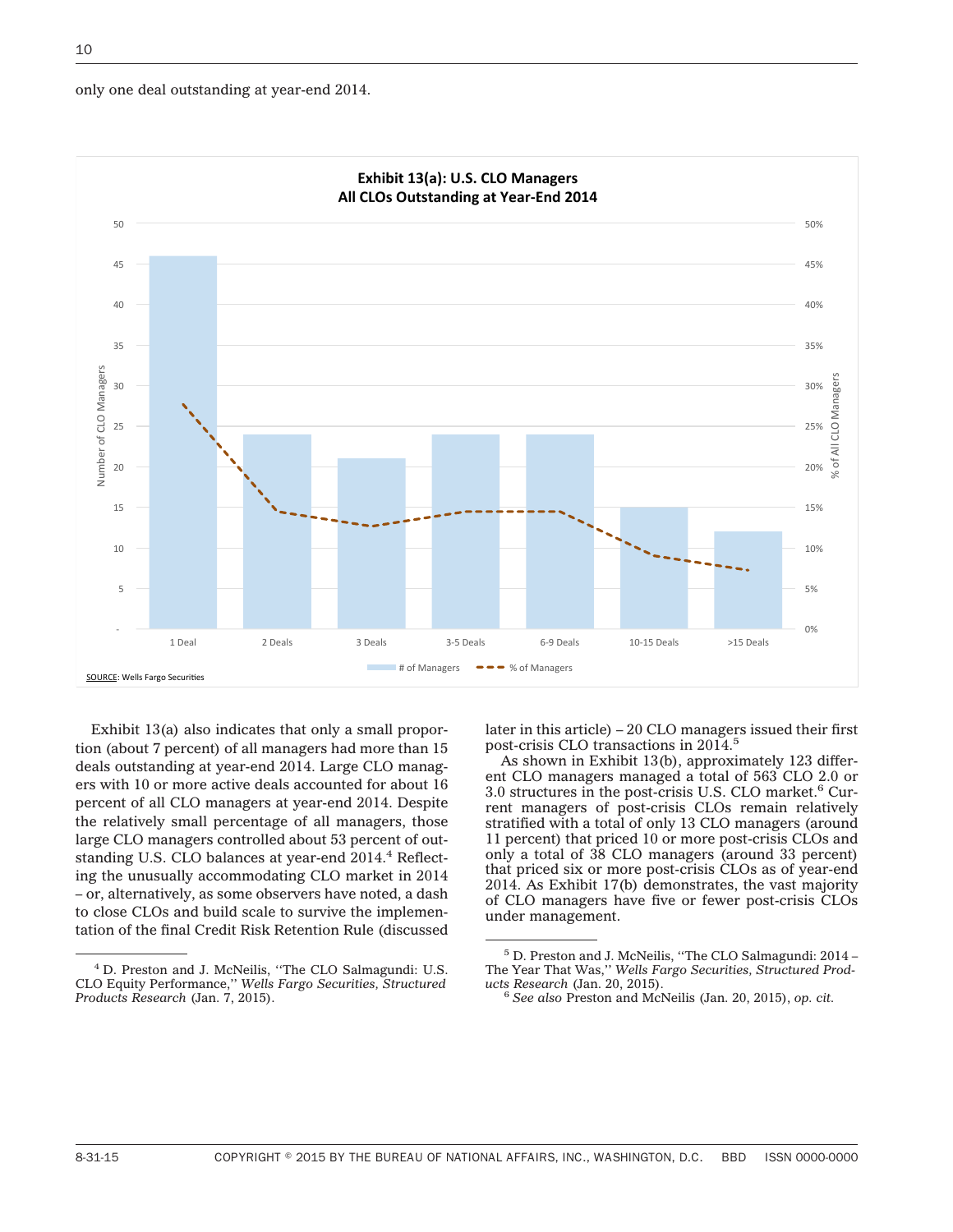only one deal outstanding at year-end 2014.

**Exhibit 13(a): U.S. CLO Managers**
**All CLOs Outstanding at Year-End 2014**

SOURCE: Wells Fargo Securities

Exhibit 13(a) also indicates that only a small proportion (about 7 percent) of all managers had more than 15 deals outstanding at year-end 2014. Large CLO managers with 10 or more active deals accounted for about 16 percent of all CLO managers at year-end 2014. Despite the relatively small percentage of all managers, those large CLO managers controlled about 53 percent of outstanding U.S. CLO balances at year-end 2014.[4] Reflecting the unusually accommodating CLO market in 2014 – or, alternatively, as some observers have noted, a dash to close CLOs and build scale to survive the implementation of the final Credit Risk Retention Rule (discussed later in this article) – 20 CLO managers issued their first post-crisis CLO transactions in 2014.[5]

As shown in Exhibit 13(b), approximately 123 different CLO managers managed a total of 563 CLO 2.0 or 3.0 structures in the post-crisis U.S. CLO market.[6] Current managers of post-crisis CLOs remain relatively stratified with a total of only 13 CLO managers (around 11 percent) that priced 10 or more post-crisis CLOs and only a total of 38 CLO managers (around 33 percent) that priced six or more post-crisis CLOs as of year-end 2014. As Exhibit 17(b) demonstrates, the vast majority of CLO managers have five or fewer post-crisis CLOs under management.

---

[4] D. Preston and J. McNeilis, ''The CLO Salmagundi: U.S. CLO Equity Performance,'' *Wells Fargo Securities, Structured Products Research* (Jan. 7, 2015).

[5] D. Preston and J. McNeilis, ''The CLO Salmagundi: 2014 – The Year That Was,'' *Wells Fargo Securities, Structured Products Research* (Jan. 20, 2015).

[6] *See also* Preston and McNeilis (Jan. 20, 2015), *op. cit.*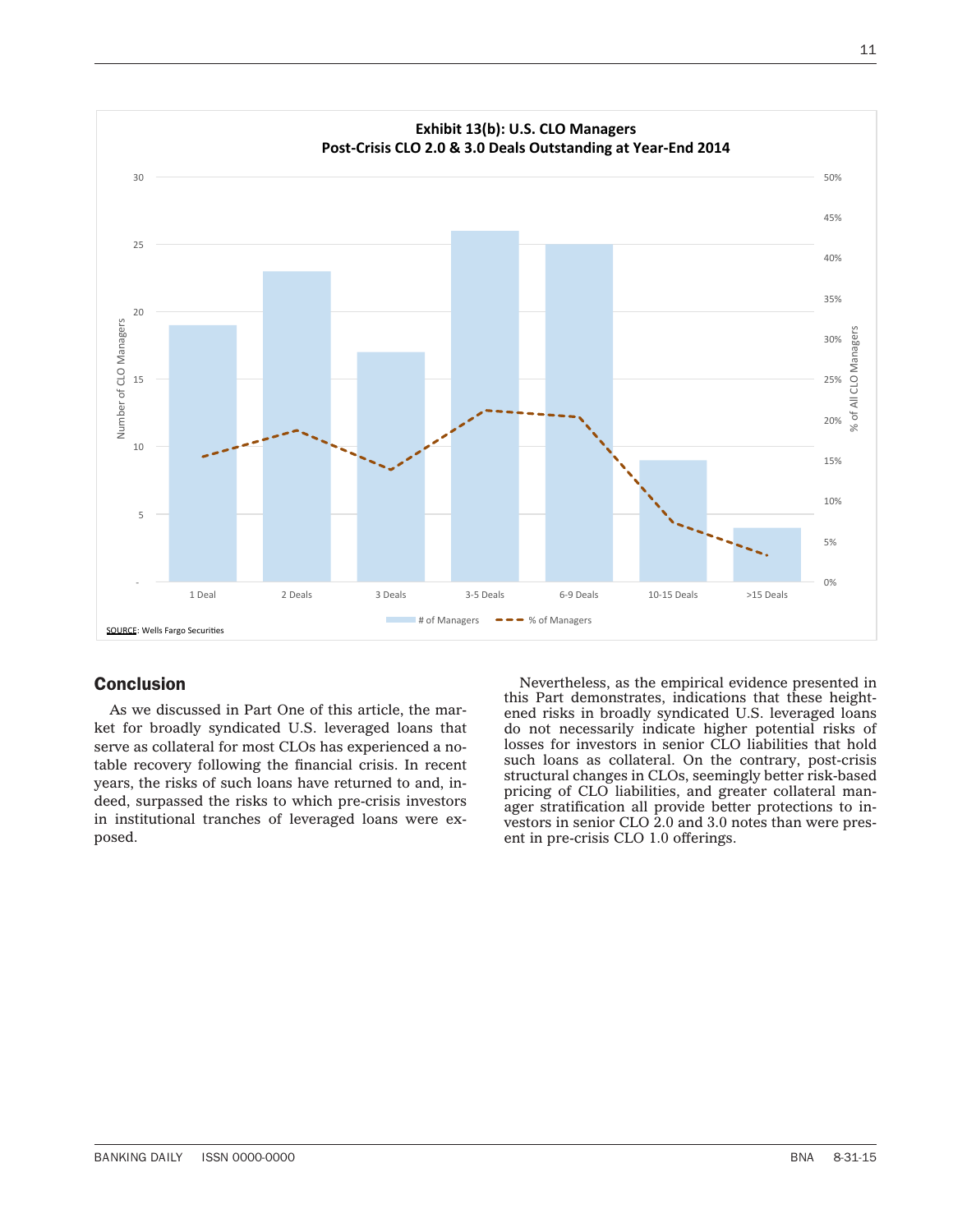**Exhibit 13(b): U.S. CLO Managers**
**Post-Crisis CLO 2.0 & 3.0 Deals Outstanding at Year-End 2014**

Number of CLO Managers

30
25
20
15
10
5
-

% of All CLO Managers

50%
45%
40%
35%
30%
25%
20%
15%
10%
5%
0%

1 Deal
2 Deals
3 Deals
3-5 Deals
6-9 Deals
10-15 Deals
>15 Deals

# of Managers
% of Managers

SOURCE: Wells Fargo Securities

## Conclusion

As we discussed in Part One of this article, the market for broadly syndicated U.S. leveraged loans that serve as collateral for most CLOs has experienced a notable recovery following the financial crisis. In recent years, the risks of such loans have returned to and, indeed, surpassed the risks to which pre-crisis investors in institutional tranches of leveraged loans were exposed.

Nevertheless, as the empirical evidence presented in this Part demonstrates, indications that these heightened risks in broadly syndicated U.S. leveraged loans do not necessarily indicate higher potential risks of losses for investors in senior CLO liabilities that hold such loans as collateral. On the contrary, post-crisis structural changes in CLOs, seemingly better risk-based pricing of CLO liabilities, and greater collateral manager stratification all provide better protections to investors in senior CLO 2.0 and 3.0 notes than were present in pre-crisis CLO 1.0 offerings.